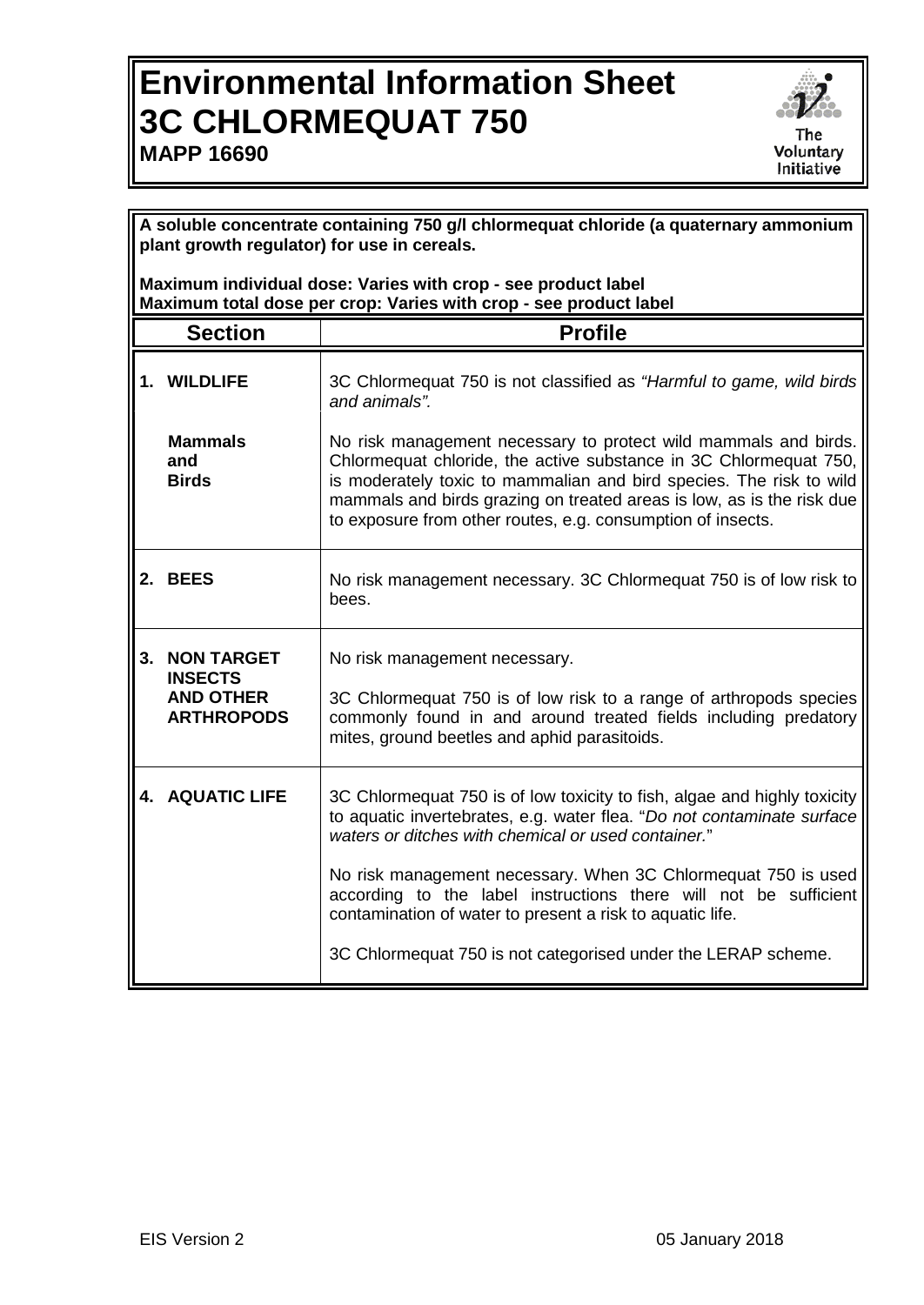# Environmental Information Sheet
# 3C CHLORMEQUAT 750
**MAPP 16690**

The Voluntary Initiative

**A soluble concentrate containing 750 g/l chlormequat chloride (a quaternary ammonium plant growth regulator) for use in cereals.**

**Maximum individual dose: Varies with crop - see product label**
**Maximum total dose per crop: Varies with crop - see product label**

| Section | Profile |
|---|---|
| **1. WILDLIFE** | 3C Chlormequat 750 is not classified as *"Harmful to game, wild birds and animals".* |
| **Mammals and Birds** | No risk management necessary to protect wild mammals and birds. Chlormequat chloride, the active substance in 3C Chlormequat 750, is moderately toxic to mammalian and bird species. The risk to wild mammals and birds grazing on treated areas is low, as is the risk due to exposure from other routes, e.g. consumption of insects. |
| **2. BEES** | No risk management necessary. 3C Chlormequat 750 is of low risk to bees. |
| **3. NON TARGET INSECTS AND OTHER ARTHROPODS** | No risk management necessary.<br><br>3C Chlormequat 750 is of low risk to a range of arthropods species commonly found in and around treated fields including predatory mites, ground beetles and aphid parasitoids. |
| **4. AQUATIC LIFE** | 3C Chlormequat 750 is of low toxicity to fish, algae and highly toxicity to aquatic invertebrates, e.g. water flea. "*Do not contaminate surface waters or ditches with chemical or used container.*"<br><br>No risk management necessary. When 3C Chlormequat 750 is used according to the label instructions there will not be sufficient contamination of water to present a risk to aquatic life.<br><br>3C Chlormequat 750 is not categorised under the LERAP scheme. |

EIS Version 2 05 January 2018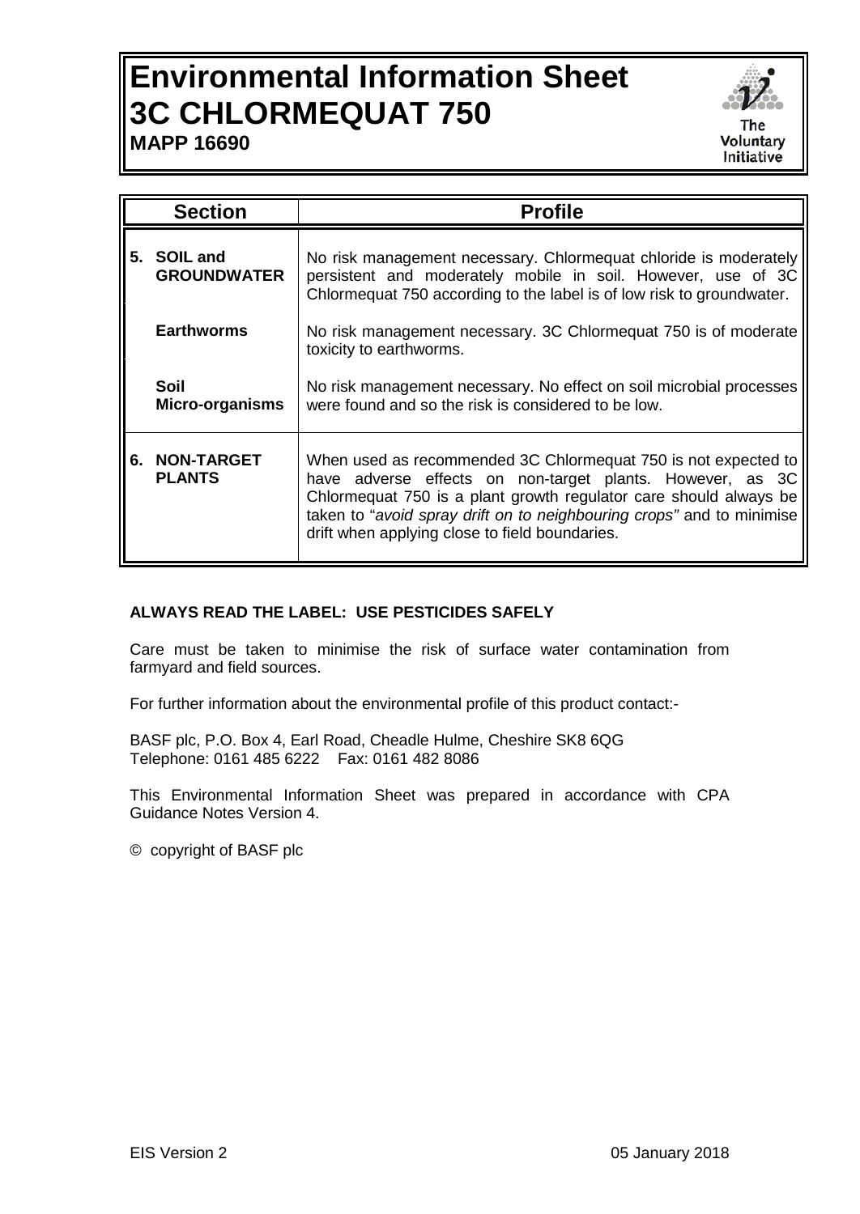# Environmental Information Sheet
# 3C CHLORMEQUAT 750
**MAPP 16690**

| Section | Profile |
|---|---|
| **5. SOIL and GROUNDWATER** | No risk management necessary. Chlormequat chloride is moderately persistent and moderately mobile in soil. However, use of 3C Chlormequat 750 according to the label is of low risk to groundwater. |
| **Earthworms** | No risk management necessary. 3C Chlormequat 750 is of moderate toxicity to earthworms. |
| **Soil Micro-organisms** | No risk management necessary. No effect on soil microbial processes were found and so the risk is considered to be low. |
| **6. NON-TARGET PLANTS** | When used as recommended 3C Chlormequat 750 is not expected to have adverse effects on non-target plants. However, as 3C Chlormequat 750 is a plant growth regulator care should always be taken to "*avoid spray drift on to neighbouring crops"* and to minimise drift when applying close to field boundaries. |

**ALWAYS READ THE LABEL: USE PESTICIDES SAFELY**

Care must be taken to minimise the risk of surface water contamination from farmyard and field sources.

For further information about the environmental profile of this product contact:-

BASF plc, P.O. Box 4, Earl Road, Cheadle Hulme, Cheshire SK8 6QG
Telephone: 0161 485 6222 Fax: 0161 482 8086

This Environmental Information Sheet was prepared in accordance with CPA Guidance Notes Version 4.

© copyright of BASF plc

EIS Version 2 05 January 2018